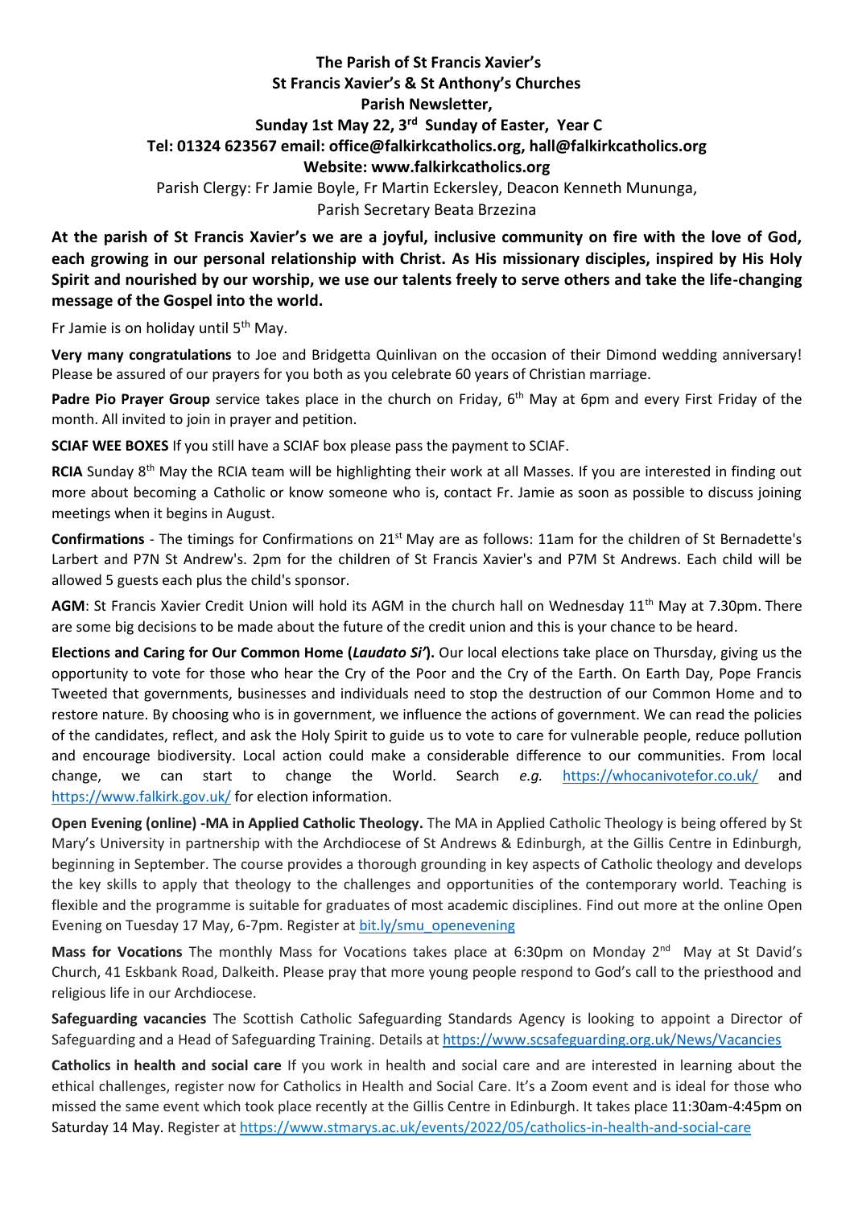**The Parish of St Francis Xavier's**
**St Francis Xavier's & St Anthony's Churches**
**Parish Newsletter,**
**Sunday 1st May 22, 3rd Sunday of Easter, Year C**
**Tel: 01324 623567 email: office@falkirkcatholics.org, hall@falkirkcatholics.org**
**Website: www.falkirkcatholics.org**

Parish Clergy: Fr Jamie Boyle, Fr Martin Eckersley, Deacon Kenneth Mununga,
Parish Secretary Beata Brzezina

**At the parish of St Francis Xavier's we are a joyful, inclusive community on fire with the love of God, each growing in our personal relationship with Christ. As His missionary disciples, inspired by His Holy Spirit and nourished by our worship, we use our talents freely to serve others and take the life-changing message of the Gospel into the world.**

Fr Jamie is on holiday until 5th May.

**Very many congratulations** to Joe and Bridgetta Quinlivan on the occasion of their Dimond wedding anniversary! Please be assured of our prayers for you both as you celebrate 60 years of Christian marriage.

**Padre Pio Prayer Group** service takes place in the church on Friday, 6th May at 6pm and every First Friday of the month. All invited to join in prayer and petition.

**SCIAF WEE BOXES** If you still have a SCIAF box please pass the payment to SCIAF.

**RCIA** Sunday 8th May the RCIA team will be highlighting their work at all Masses. If you are interested in finding out more about becoming a Catholic or know someone who is, contact Fr. Jamie as soon as possible to discuss joining meetings when it begins in August.

**Confirmations** - The timings for Confirmations on 21st May are as follows: 11am for the children of St Bernadette's Larbert and P7N St Andrew's. 2pm for the children of St Francis Xavier's and P7M St Andrews. Each child will be allowed 5 guests each plus the child's sponsor.

**AGM**: St Francis Xavier Credit Union will hold its AGM in the church hall on Wednesday 11th May at 7.30pm. There are some big decisions to be made about the future of the credit union and this is your chance to be heard.

**Elections and Caring for Our Common Home (*Laudato Si'*).** Our local elections take place on Thursday, giving us the opportunity to vote for those who hear the Cry of the Poor and the Cry of the Earth. On Earth Day, Pope Francis Tweeted that governments, businesses and individuals need to stop the destruction of our Common Home and to restore nature. By choosing who is in government, we influence the actions of government. We can read the policies of the candidates, reflect, and ask the Holy Spirit to guide us to vote to care for vulnerable people, reduce pollution and encourage biodiversity. Local action could make a considerable difference to our communities. From local change, we can start to change the World. Search *e.g.* https://whocanivotefor.co.uk/ and https://www.falkirk.gov.uk/ for election information.

**Open Evening (online) -MA in Applied Catholic Theology.** The MA in Applied Catholic Theology is being offered by St Mary's University in partnership with the Archdiocese of St Andrews & Edinburgh, at the Gillis Centre in Edinburgh, beginning in September. The course provides a thorough grounding in key aspects of Catholic theology and develops the key skills to apply that theology to the challenges and opportunities of the contemporary world. Teaching is flexible and the programme is suitable for graduates of most academic disciplines. Find out more at the online Open Evening on Tuesday 17 May, 6-7pm. Register at bit.ly/smu_openevening

**Mass for Vocations** The monthly Mass for Vocations takes place at 6:30pm on Monday 2nd May at St David's Church, 41 Eskbank Road, Dalkeith. Please pray that more young people respond to God's call to the priesthood and religious life in our Archdiocese.

**Safeguarding vacancies** The Scottish Catholic Safeguarding Standards Agency is looking to appoint a Director of Safeguarding and a Head of Safeguarding Training. Details at https://www.scsafeguarding.org.uk/News/Vacancies

**Catholics in health and social care** If you work in health and social care and are interested in learning about the ethical challenges, register now for Catholics in Health and Social Care. It's a Zoom event and is ideal for those who missed the same event which took place recently at the Gillis Centre in Edinburgh. It takes place 11:30am-4:45pm on Saturday 14 May. Register at https://www.stmarys.ac.uk/events/2022/05/catholics-in-health-and-social-care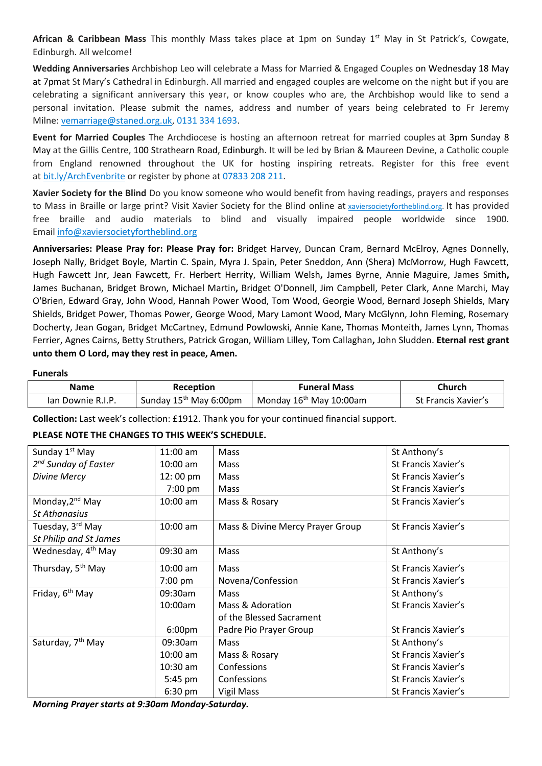**African & Caribbean Mass** This monthly Mass takes place at 1pm on Sunday 1st May in St Patrick's, Cowgate, Edinburgh. All welcome!

**Wedding Anniversaries** Archbishop Leo will celebrate a Mass for Married & Engaged Couples on Wednesday 18 May at 7pmat St Mary's Cathedral in Edinburgh. All married and engaged couples are welcome on the night but if you are celebrating a significant anniversary this year, or know couples who are, the Archbishop would like to send a personal invitation. Please submit the names, address and number of years being celebrated to Fr Jeremy Milne: vemarriage@staned.org.uk, 0131 334 1693.

**Event for Married Couples** The Archdiocese is hosting an afternoon retreat for married couples at 3pm Sunday 8 May at the Gillis Centre, 100 Strathearn Road, Edinburgh. It will be led by Brian & Maureen Devine, a Catholic couple from England renowned throughout the UK for hosting inspiring retreats. Register for this free event at bit.ly/ArchEvenbrite or register by phone at 07833 208 211.

**Xavier Society for the Blind** Do you know someone who would benefit from having readings, prayers and responses to Mass in Braille or large print? Visit Xavier Society for the Blind online at xaviersocietyfortheblind.org. It has provided free braille and audio materials to blind and visually impaired people worldwide since 1900. Email info@xaviersocietyfortheblind.org

**Anniversaries: Please Pray for: Please Pray for:** Bridget Harvey, Duncan Cram, Bernard McElroy, Agnes Donnelly, Joseph Nally, Bridget Boyle, Martin C. Spain, Myra J. Spain, Peter Sneddon, Ann (Shera) McMorrow, Hugh Fawcett, Hugh Fawcett Jnr, Jean Fawcett, Fr. Herbert Herrity, William Welsh**,** James Byrne, Annie Maguire, James Smith**,** James Buchanan, Bridget Brown, Michael Martin**,** Bridget O'Donnell, Jim Campbell, Peter Clark, Anne Marchi, May O'Brien, Edward Gray, John Wood, Hannah Power Wood, Tom Wood, Georgie Wood, Bernard Joseph Shields, Mary Shields, Bridget Power, Thomas Power, George Wood, Mary Lamont Wood, Mary McGlynn, John Fleming, Rosemary Docherty, Jean Gogan, Bridget McCartney, Edmund Powlowski, Annie Kane, Thomas Monteith, James Lynn, Thomas Ferrier, Agnes Cairns, Betty Struthers, Patrick Grogan, William Lilley, Tom Callaghan**,** John Sludden. **Eternal rest grant unto them O Lord, may they rest in peace, Amen.**

**Funerals**

| Name | Reception | Funeral Mass | Church |
|---|---|---|---|
| Ian Downie R.I.P. | Sunday 15th May 6:00pm | Monday 16th May 10:00am | St Francis Xavier's |

**Collection:** Last week's collection: £1912. Thank you for your continued financial support.

**PLEASE NOTE THE CHANGES TO THIS WEEK'S SCHEDULE.**

| | | | |
|---|---|---|---|
| Sunday 1st May<br>*2nd Sunday of Easter*<br>*Divine Mercy* | 11:00 am<br>10:00 am<br>12: 00 pm<br>7:00 pm | Mass<br>Mass<br>Mass<br>Mass | St Anthony's<br>St Francis Xavier's<br>St Francis Xavier's<br>St Francis Xavier's |
| Monday,2nd May<br>*St Athanasius* | 10:00 am | Mass & Rosary | St Francis Xavier's |
| Tuesday, 3rd May<br>*St Philip and St James* | 10:00 am | Mass & Divine Mercy Prayer Group | St Francis Xavier's |
| Wednesday, 4th May | 09:30 am | Mass | St Anthony's |
| Thursday, 5th May | 10:00 am<br>7:00 pm | Mass<br>Novena/Confession | St Francis Xavier's<br>St Francis Xavier's |
| Friday, 6th May | 09:30am<br>10:00am<br><br>6:00pm | Mass<br>Mass & Adoration<br>of the Blessed Sacrament<br>Padre Pio Prayer Group | St Anthony's<br>St Francis Xavier's<br><br>St Francis Xavier's |
| Saturday, 7th May | 09:30am<br>10:00 am<br>10:30 am<br>5:45 pm<br>6:30 pm | Mass<br>Mass & Rosary<br>Confessions<br>Confessions<br>Vigil Mass | St Anthony's<br>St Francis Xavier's<br>St Francis Xavier's<br>St Francis Xavier's<br>St Francis Xavier's |

***Morning Prayer starts at 9:30am Monday-Saturday.***